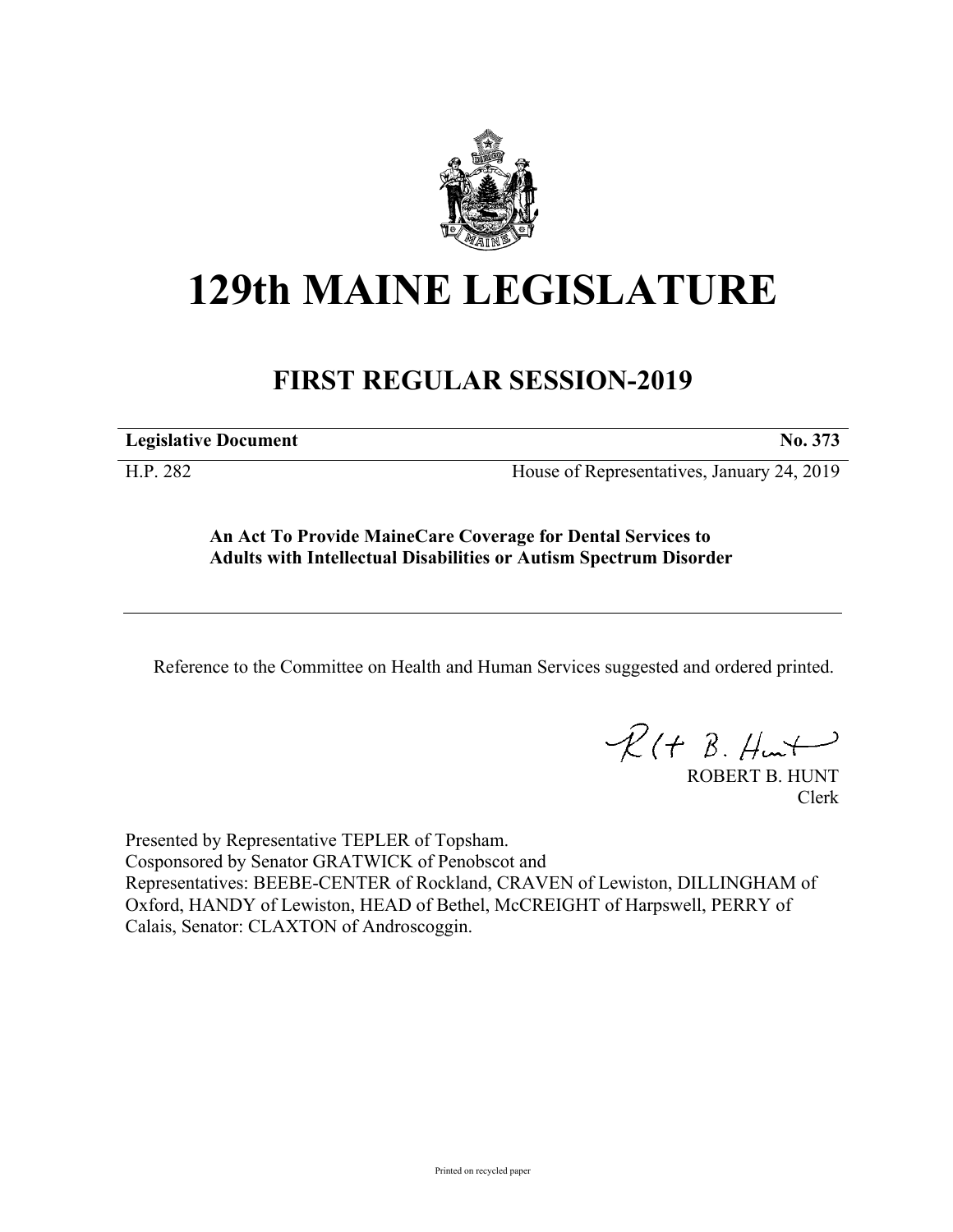# 129th MAINE LEGISLATURE

## FIRST REGULAR SESSION-2019

**Legislative Document** **No. 373**

H.P. 282 House of Representatives, January 24, 2019

**An Act To Provide MaineCare Coverage for Dental Services to Adults with Intellectual Disabilities or Autism Spectrum Disorder**

Reference to the Committee on Health and Human Services suggested and ordered printed.

ROBERT B. HUNT
Clerk

Presented by Representative TEPLER of Topsham.
Cosponsored by Senator GRATWICK of Penobscot and
Representatives: BEEBE-CENTER of Rockland, CRAVEN of Lewiston, DILLINGHAM of Oxford, HANDY of Lewiston, HEAD of Bethel, McCREIGHT of Harpswell, PERRY of Calais, Senator: CLAXTON of Androscoggin.

Printed on recycled paper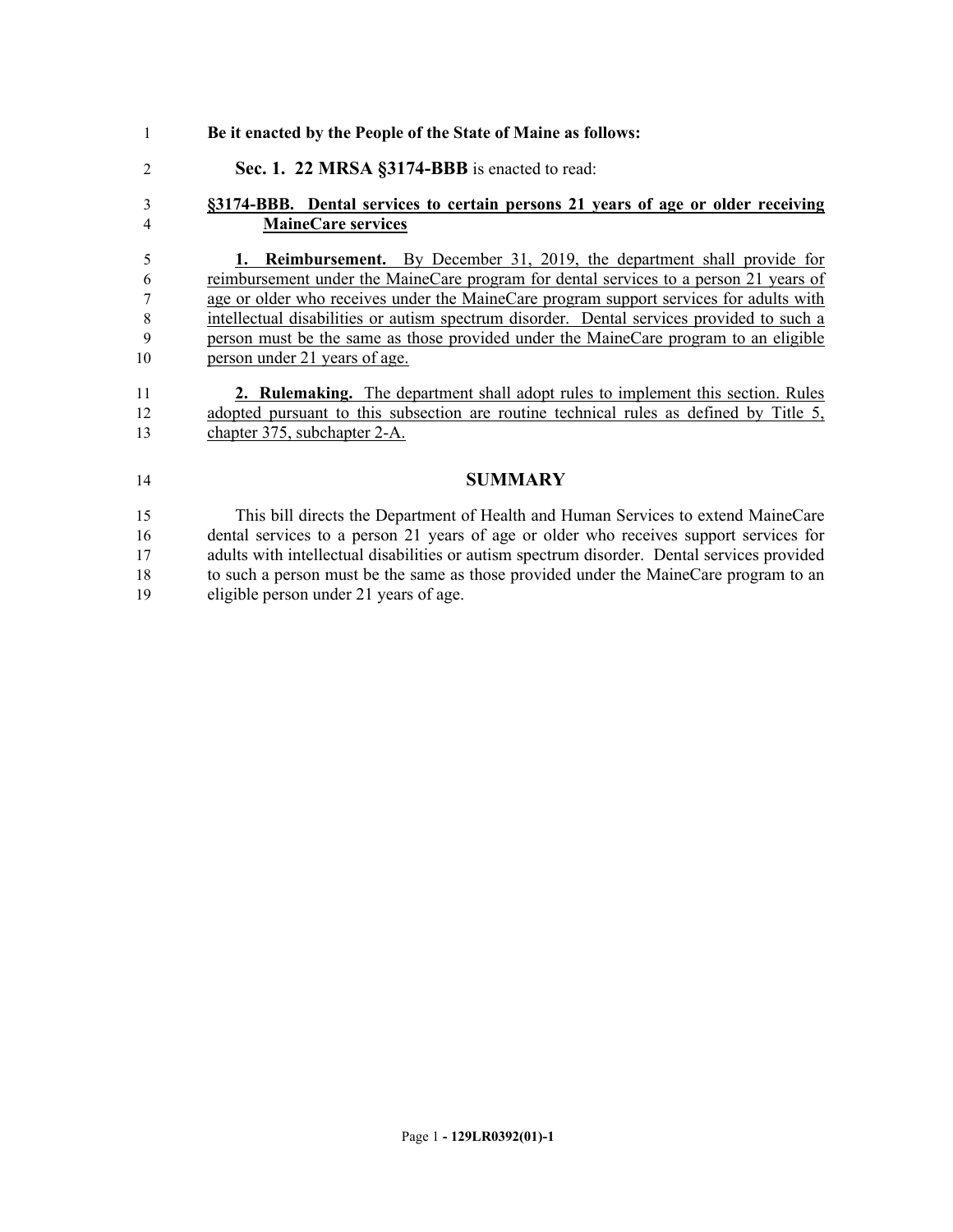**Be it enacted by the People of the State of Maine as follows:**

**Sec. 1. 22 MRSA §3174-BBB** is enacted to read:

**§3174-BBB. Dental services to certain persons 21 years of age or older receiving MaineCare services**

**1. Reimbursement.** By December 31, 2019, the department shall provide for reimbursement under the MaineCare program for dental services to a person 21 years of age or older who receives under the MaineCare program support services for adults with intellectual disabilities or autism spectrum disorder. Dental services provided to such a person must be the same as those provided under the MaineCare program to an eligible person under 21 years of age.

**2. Rulemaking.** The department shall adopt rules to implement this section. Rules adopted pursuant to this subsection are routine technical rules as defined by Title 5, chapter 375, subchapter 2-A.

## SUMMARY

This bill directs the Department of Health and Human Services to extend MaineCare dental services to a person 21 years of age or older who receives support services for adults with intellectual disabilities or autism spectrum disorder. Dental services provided to such a person must be the same as those provided under the MaineCare program to an eligible person under 21 years of age.